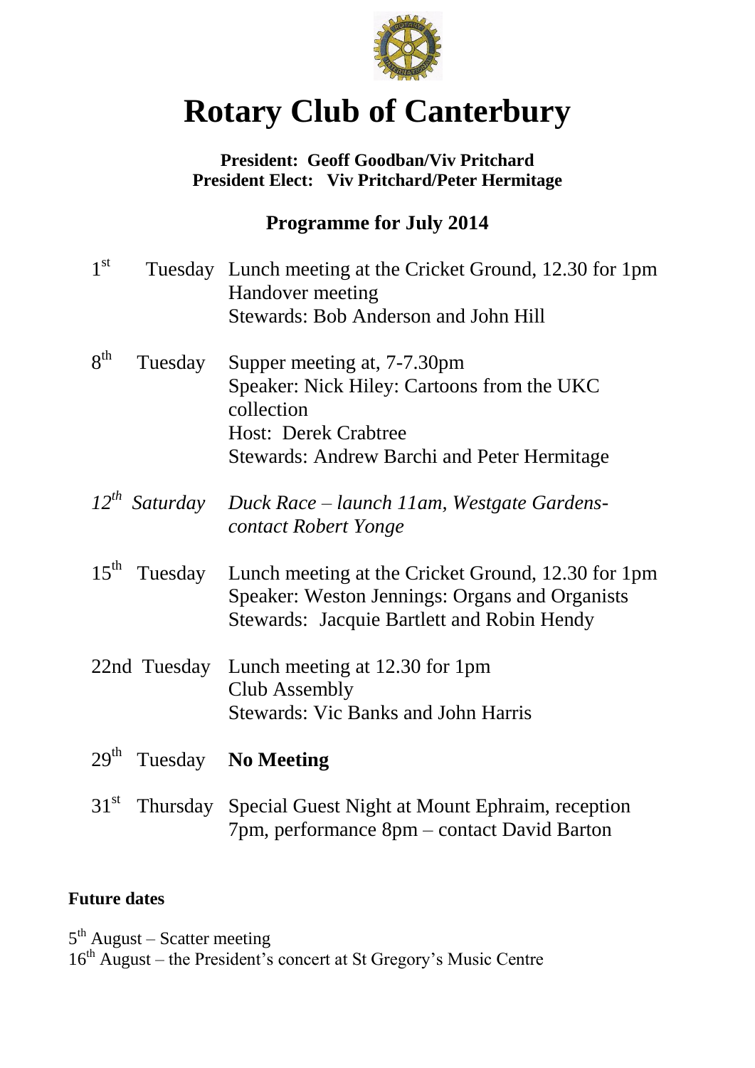# Rotary Club of Canterbury

**President: Geoff Goodban/Viv Pritchard**
**President Elect: Viv Pritchard/Peter Hermitage**

## Programme for July 2014

| | | |
|---|---|---|
| 1st | Tuesday | Lunch meeting at the Cricket Ground, 12.30 for 1pm<br>Handover meeting<br>Stewards: Bob Anderson and John Hill |
| 8th | Tuesday | Supper meeting at, 7-7.30pm<br>Speaker: Nick Hiley: Cartoons from the UKC collection<br>Host: Derek Crabtree<br>Stewards: Andrew Barchi and Peter Hermitage |
| *12th* | *Saturday* | *Duck Race – launch 11am, Westgate Gardens- contact Robert Yonge* |
| 15th | Tuesday | Lunch meeting at the Cricket Ground, 12.30 for 1pm<br>Speaker: Weston Jennings: Organs and Organists<br>Stewards: Jacquie Bartlett and Robin Hendy |
| 22nd | Tuesday | Lunch meeting at 12.30 for 1pm<br>Club Assembly<br>Stewards: Vic Banks and John Harris |
| 29th | Tuesday | **No Meeting** |
| 31st | Thursday | Special Guest Night at Mount Ephraim, reception 7pm, performance 8pm – contact David Barton |

**Future dates**

5th August – Scatter meeting
16th August – the President's concert at St Gregory's Music Centre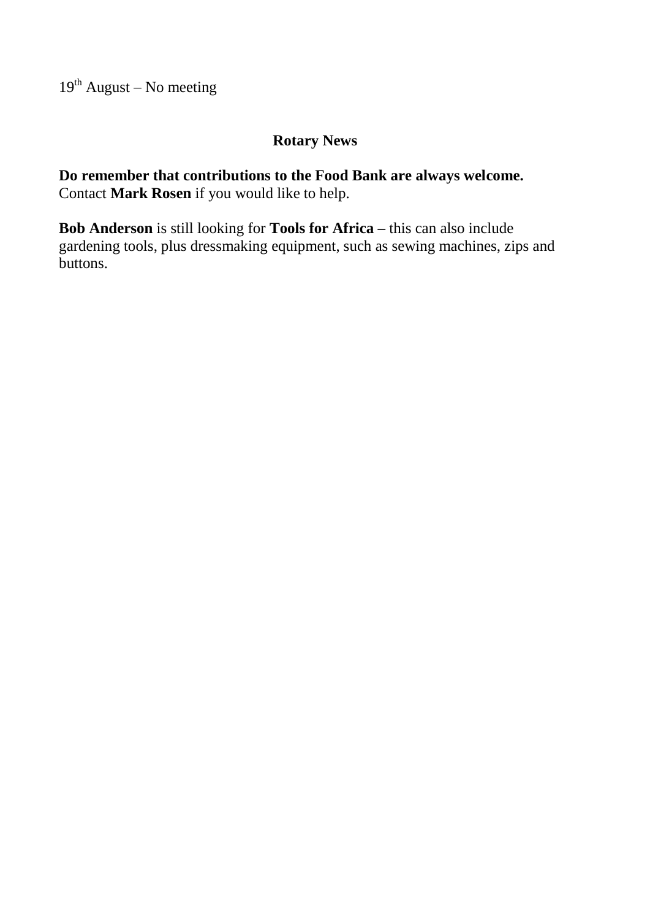19th August – No meeting

## Rotary News

**Do remember that contributions to the Food Bank are always welcome.** Contact **Mark Rosen** if you would like to help.

**Bob Anderson** is still looking for **Tools for Africa –** this can also include gardening tools, plus dressmaking equipment, such as sewing machines, zips and buttons.